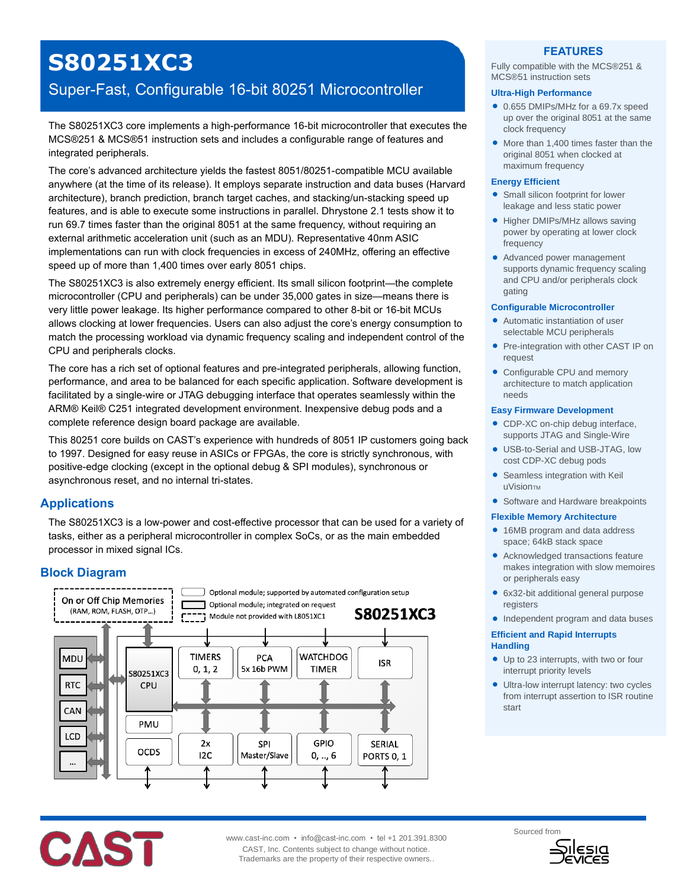# S80251XC3

## Super-Fast, Configurable 16-bit 80251 Microcontroller

The S80251XC3 core implements a high-performance 16-bit microcontroller that executes the MCS®251 & MCS®51 instruction sets and includes a configurable range of features and integrated peripherals.

The core's advanced architecture yields the fastest 8051/80251-compatible MCU available anywhere (at the time of its release). It employs separate instruction and data buses (Harvard architecture), branch prediction, branch target caches, and stacking/un-stacking speed up features, and is able to execute some instructions in parallel. Dhrystone 2.1 tests show it to run 69.7 times faster than the original 8051 at the same frequency, without requiring an external arithmetic acceleration unit (such as an MDU). Representative 40nm ASIC implementations can run with clock frequencies in excess of 240MHz, offering an effective speed up of more than 1,400 times over early 8051 chips.

The S80251XC3 is also extremely energy efficient. Its small silicon footprint—the complete microcontroller (CPU and peripherals) can be under 35,000 gates in size—means there is very little power leakage. Its higher performance compared to other 8-bit or 16-bit MCUs allows clocking at lower frequencies. Users can also adjust the core's energy consumption to match the processing workload via dynamic frequency scaling and independent control of the CPU and peripherals clocks.

The core has a rich set of optional features and pre-integrated peripherals, allowing function, performance, and area to be balanced for each specific application. Software development is facilitated by a single-wire or JTAG debugging interface that operates seamlessly within the ARM® Keil® C251 integrated development environment. Inexpensive debug pods and a complete reference design board package are available.

This 80251 core builds on CAST's experience with hundreds of 8051 IP customers going back to 1997. Designed for easy reuse in ASICs or FPGAs, the core is strictly synchronous, with positive-edge clocking (except in the optional debug & SPI modules), synchronous or asynchronous reset, and no internal tri-states.

## Applications

The S80251XC3 is a low-power and cost-effective processor that can be used for a variety of tasks, either as a peripheral microcontroller in complex SoCs, or as the main embedded processor in mixed signal ICs.

## Block Diagram

On or Off Chip Memories (RAM, ROM, FLASH, OTP...)

Optional module; supported by automated configuration setup
Optional module; integrated on request
Module not provided with L8051XC1

S80251XC3

MDU, RTC, CAN, LCD, ...

S80251XC3 CPU, PMU, OCDS, TIMERS 0, 1, 2, PCA 5x 16b PWM, WATCHDOG TIMER, ISR, 2x I2C, SPI Master/Slave, GPIO 0, .., 6, SERIAL PORTS 0, 1

## FEATURES

Fully compatible with the MCS®251 & MCS®51 instruction sets

### Ultra-High Performance

- 0.655 DMIPs/MHz for a 69.7x speed up over the original 8051 at the same clock frequency
- More than 1,400 times faster than the original 8051 when clocked at maximum frequency

### Energy Efficient

- Small silicon footprint for lower leakage and less static power
- Higher DMIPs/MHz allows saving power by operating at lower clock frequency
- Advanced power management supports dynamic frequency scaling and CPU and/or peripherals clock gating

### Configurable Microcontroller

- Automatic instantiation of user selectable MCU peripherals
- Pre-integration with other CAST IP on request
- Configurable CPU and memory architecture to match application needs

### Easy Firmware Development

- CDP-XC on-chip debug interface, supports JTAG and Single-Wire
- USB-to-Serial and USB-JTAG, low cost CDP-XC debug pods
- Seamless integration with Keil uVision™
- Software and Hardware breakpoints

### Flexible Memory Architecture

- 16MB program and data address space; 64kB stack space
- Acknowledged transactions feature makes integration with slow memoires or peripherals easy
- 6x32-bit additional general purpose registers
- Independent program and data buses

### Efficient and Rapid Interrupts Handling

- Up to 23 interrupts, with two or four interrupt priority levels
- Ultra-low interrupt latency: two cycles from interrupt assertion to ISR routine start

CAST

www.cast-inc.com • info@cast-inc.com • tel +1 201.391.8300
CAST, Inc. Contents subject to change without notice.
Trademarks are the property of their respective owners..

Sourced from Silesia Devices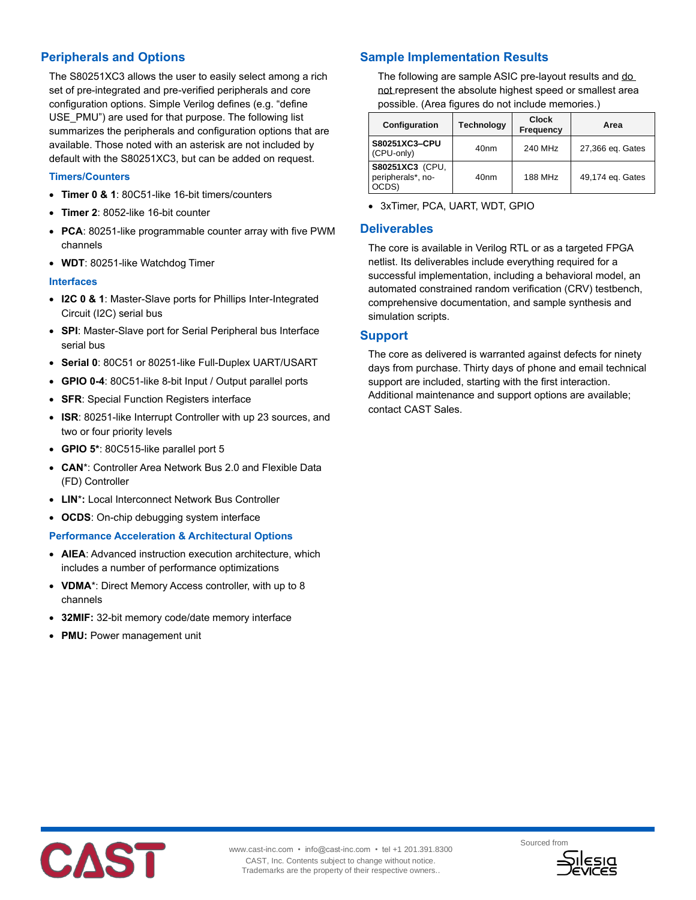## Peripherals and Options

The S80251XC3 allows the user to easily select among a rich set of pre-integrated and pre-verified peripherals and core configuration options. Simple Verilog defines (e.g. "define USE_PMU") are used for that purpose. The following list summarizes the peripherals and configuration options that are available. Those noted with an asterisk are not included by default with the S80251XC3, but can be added on request.

### Timers/Counters

- **Timer 0 & 1**: 80C51-like 16-bit timers/counters
- **Timer 2**: 8052-like 16-bit counter
- **PCA**: 80251-like programmable counter array with five PWM channels
- **WDT**: 80251-like Watchdog Timer

### Interfaces

- **I2C 0 & 1**: Master-Slave ports for Phillips Inter-Integrated Circuit (I2C) serial bus
- **SPI**: Master-Slave port for Serial Peripheral bus Interface serial bus
- **Serial 0**: 80C51 or 80251-like Full-Duplex UART/USART
- **GPIO 0-4**: 80C51-like 8-bit Input / Output parallel ports
- **SFR**: Special Function Registers interface
- **ISR**: 80251-like Interrupt Controller with up 23 sources, and two or four priority levels
- **GPIO 5***: 80C515-like parallel port 5
- **CAN***: Controller Area Network Bus 2.0 and Flexible Data (FD) Controller
- **LIN*:** Local Interconnect Network Bus Controller
- **OCDS**: On-chip debugging system interface

### Performance Acceleration & Architectural Options

- **AIEA**: Advanced instruction execution architecture, which includes a number of performance optimizations
- **VDMA***: Direct Memory Access controller, with up to 8 channels
- **32MIF:** 32-bit memory code/date memory interface
- **PMU:** Power management unit

## Sample Implementation Results

The following are sample ASIC pre-layout results and do not represent the absolute highest speed or smallest area possible. (Area figures do not include memories.)

| Configuration | Technology | Clock Frequency | Area |
|---|---|---|---|
| **S80251XC3–CPU** (CPU-only) | 40nm | 240 MHz | 27,366 eq. Gates |
| **S80251XC3** (CPU, peripherals*, no-OCDS) | 40nm | 188 MHz | 49,174 eq. Gates |

- 3xTimer, PCA, UART, WDT, GPIO

## Deliverables

The core is available in Verilog RTL or as a targeted FPGA netlist. Its deliverables include everything required for a successful implementation, including a behavioral model, an automated constrained random verification (CRV) testbench, comprehensive documentation, and sample synthesis and simulation scripts.

## Support

The core as delivered is warranted against defects for ninety days from purchase. Thirty days of phone and email technical support are included, starting with the first interaction. Additional maintenance and support options are available; contact CAST Sales.